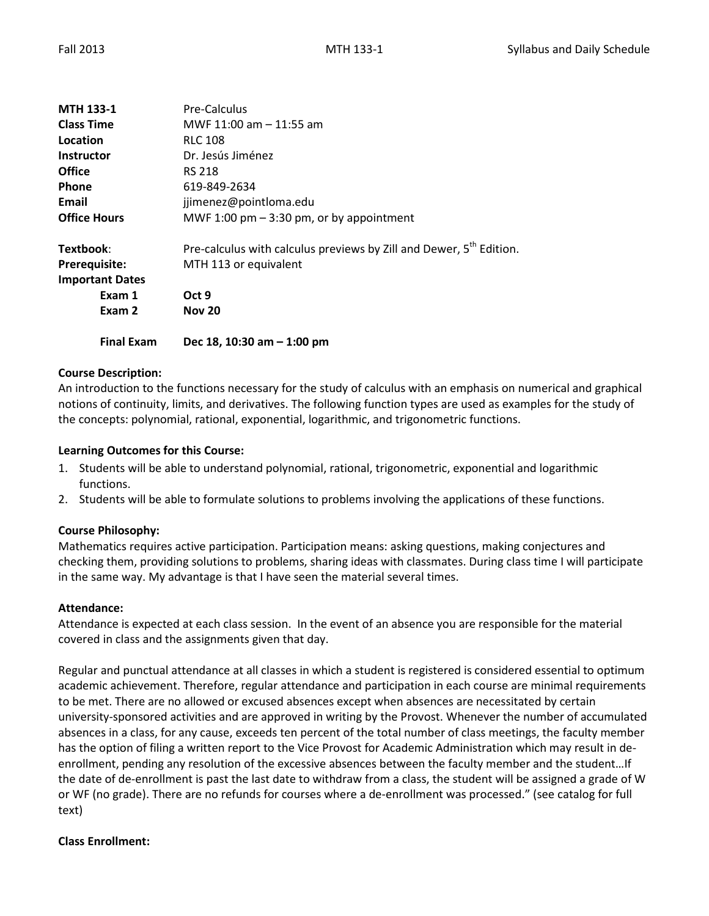| | |
|---|---|
| **MTH 133-1** | Pre-Calculus |
| **Class Time** | MWF 11:00 am – 11:55 am |
| **Location** | RLC 108 |
| **Instructor** | Dr. Jesús Jiménez |
| **Office** | RS 218 |
| **Phone** | 619-849-2634 |
| **Email** | jjimenez@pointloma.edu |
| **Office Hours** | MWF 1:00 pm – 3:30 pm, or by appointment |

**Textbook**: Pre-calculus with calculus previews by Zill and Dewer, 5th Edition.

**Prerequisite:** MTH 113 or equivalent

**Important Dates**

| | |
|---|---|
| **Exam 1** | **Oct 9** |
| **Exam 2** | **Nov 20** |
| **Final Exam** | **Dec 18, 10:30 am – 1:00 pm** |

**Course Description:**

An introduction to the functions necessary for the study of calculus with an emphasis on numerical and graphical notions of continuity, limits, and derivatives. The following function types are used as examples for the study of the concepts: polynomial, rational, exponential, logarithmic, and trigonometric functions.

**Learning Outcomes for this Course:**

1. Students will be able to understand polynomial, rational, trigonometric, exponential and logarithmic functions.
2. Students will be able to formulate solutions to problems involving the applications of these functions.

**Course Philosophy:**

Mathematics requires active participation. Participation means: asking questions, making conjectures and checking them, providing solutions to problems, sharing ideas with classmates. During class time I will participate in the same way. My advantage is that I have seen the material several times.

**Attendance:**

Attendance is expected at each class session. In the event of an absence you are responsible for the material covered in class and the assignments given that day.

Regular and punctual attendance at all classes in which a student is registered is considered essential to optimum academic achievement. Therefore, regular attendance and participation in each course are minimal requirements to be met. There are no allowed or excused absences except when absences are necessitated by certain university-sponsored activities and are approved in writing by the Provost. Whenever the number of accumulated absences in a class, for any cause, exceeds ten percent of the total number of class meetings, the faculty member has the option of filing a written report to the Vice Provost for Academic Administration which may result in de-enrollment, pending any resolution of the excessive absences between the faculty member and the student…If the date of de-enrollment is past the last date to withdraw from a class, the student will be assigned a grade of W or WF (no grade). There are no refunds for courses where a de-enrollment was processed." (see catalog for full text)

**Class Enrollment:**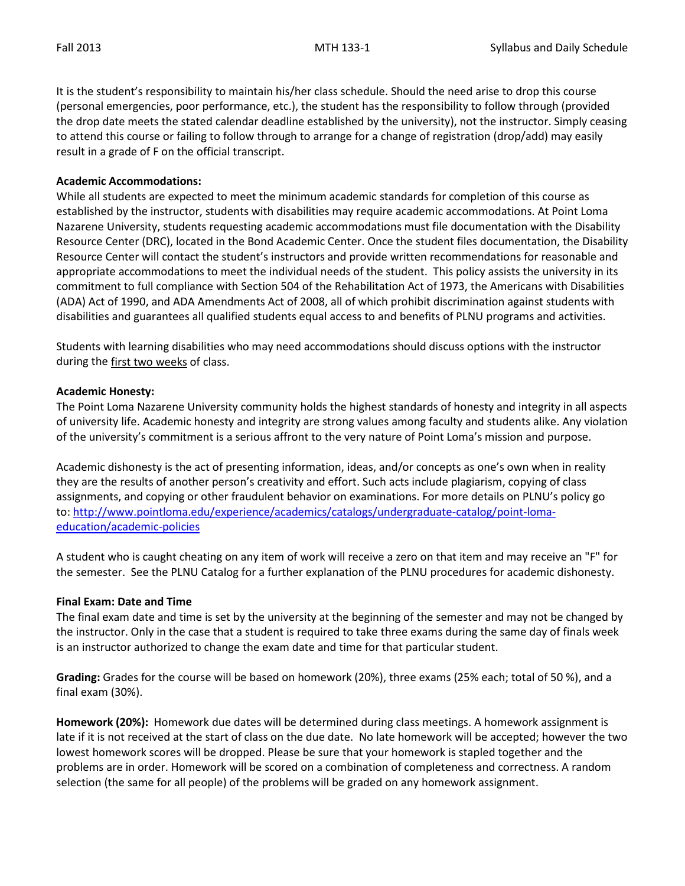It is the student's responsibility to maintain his/her class schedule. Should the need arise to drop this course (personal emergencies, poor performance, etc.), the student has the responsibility to follow through (provided the drop date meets the stated calendar deadline established by the university), not the instructor. Simply ceasing to attend this course or failing to follow through to arrange for a change of registration (drop/add) may easily result in a grade of F on the official transcript.

**Academic Accommodations:**
While all students are expected to meet the minimum academic standards for completion of this course as established by the instructor, students with disabilities may require academic accommodations. At Point Loma Nazarene University, students requesting academic accommodations must file documentation with the Disability Resource Center (DRC), located in the Bond Academic Center. Once the student files documentation, the Disability Resource Center will contact the student's instructors and provide written recommendations for reasonable and appropriate accommodations to meet the individual needs of the student. This policy assists the university in its commitment to full compliance with Section 504 of the Rehabilitation Act of 1973, the Americans with Disabilities (ADA) Act of 1990, and ADA Amendments Act of 2008, all of which prohibit discrimination against students with disabilities and guarantees all qualified students equal access to and benefits of PLNU programs and activities.

Students with learning disabilities who may need accommodations should discuss options with the instructor during the first two weeks of class.

**Academic Honesty:**
The Point Loma Nazarene University community holds the highest standards of honesty and integrity in all aspects of university life. Academic honesty and integrity are strong values among faculty and students alike. Any violation of the university's commitment is a serious affront to the very nature of Point Loma's mission and purpose.

Academic dishonesty is the act of presenting information, ideas, and/or concepts as one's own when in reality they are the results of another person's creativity and effort. Such acts include plagiarism, copying of class assignments, and copying or other fraudulent behavior on examinations. For more details on PLNU's policy go to: [http://www.pointloma.edu/experience/academics/catalogs/undergraduate-catalog/point-loma-education/academic-policies](http://www.pointloma.edu/experience/academics/catalogs/undergraduate-catalog/point-loma-education/academic-policies)

A student who is caught cheating on any item of work will receive a zero on that item and may receive an "F" for the semester. See the PLNU Catalog for a further explanation of the PLNU procedures for academic dishonesty.

**Final Exam: Date and Time**
The final exam date and time is set by the university at the beginning of the semester and may not be changed by the instructor. Only in the case that a student is required to take three exams during the same day of finals week is an instructor authorized to change the exam date and time for that particular student.

**Grading:** Grades for the course will be based on homework (20%), three exams (25% each; total of 50 %), and a final exam (30%).

**Homework (20%):** Homework due dates will be determined during class meetings. A homework assignment is late if it is not received at the start of class on the due date. No late homework will be accepted; however the two lowest homework scores will be dropped. Please be sure that your homework is stapled together and the problems are in order. Homework will be scored on a combination of completeness and correctness. A random selection (the same for all people) of the problems will be graded on any homework assignment.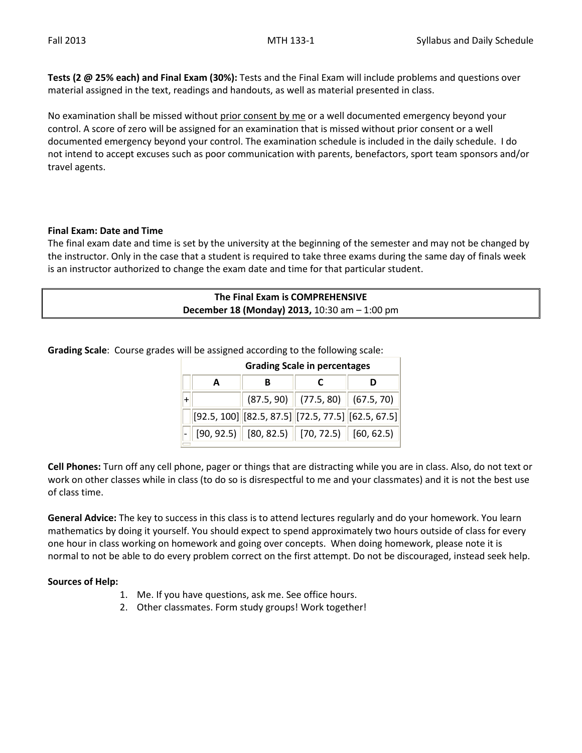**Tests (2 @ 25% each) and Final Exam (30%):** Tests and the Final Exam will include problems and questions over material assigned in the text, readings and handouts, as well as material presented in class.

No examination shall be missed without prior consent by me or a well documented emergency beyond your control. A score of zero will be assigned for an examination that is missed without prior consent or a well documented emergency beyond your control. The examination schedule is included in the daily schedule. I do not intend to accept excuses such as poor communication with parents, benefactors, sport team sponsors and/or travel agents.

**Final Exam: Date and Time**

The final exam date and time is set by the university at the beginning of the semester and may not be changed by the instructor. Only in the case that a student is required to take three exams during the same day of finals week is an instructor authorized to change the exam date and time for that particular student.

| **The Final Exam is COMPREHENSIVE** |
|---|
| **December 18 (Monday) 2013,** 10:30 am – 1:00 pm |

**Grading Scale**: Course grades will be assigned according to the following scale:

| | **Grading Scale in percentages** | | | |
|---|---|---|---|---|
| | **A** | **B** | **C** | **D** |
| + | | (87.5, 90) | (77.5, 80) | (67.5, 70) |
| | [92.5, 100] | [82.5, 87.5] | [72.5, 77.5] | [62.5, 67.5] |
| - | [90, 92.5) | [80, 82.5) | [70, 72.5) | [60, 62.5) |

**Cell Phones:** Turn off any cell phone, pager or things that are distracting while you are in class. Also, do not text or work on other classes while in class (to do so is disrespectful to me and your classmates) and it is not the best use of class time.

**General Advice:** The key to success in this class is to attend lectures regularly and do your homework. You learn mathematics by doing it yourself. You should expect to spend approximately two hours outside of class for every one hour in class working on homework and going over concepts. When doing homework, please note it is normal to not be able to do every problem correct on the first attempt. Do not be discouraged, instead seek help.

**Sources of Help:**

1. Me. If you have questions, ask me. See office hours.
2. Other classmates. Form study groups! Work together!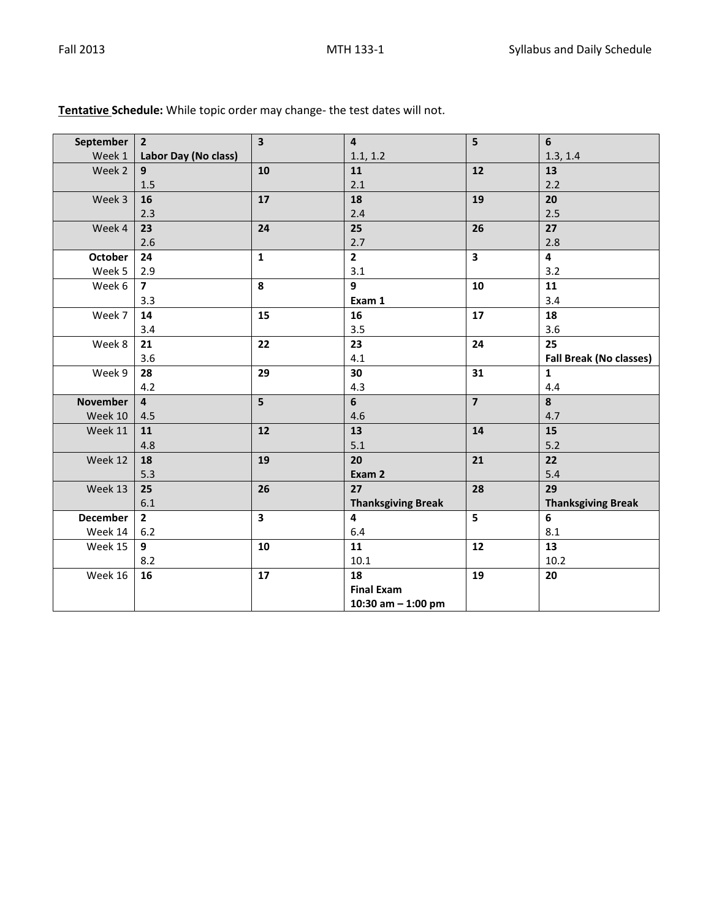**Tentative Schedule:** While topic order may change- the test dates will not.

| | | | | | |
|---|---|---|---|---|---|
| **September** Week 1 | **2** **Labor Day (No class)** | **3** | **4** 1.1, 1.2 | **5** | **6** 1.3, 1.4 |
| Week 2 | **9** 1.5 | **10** | **11** 2.1 | **12** | **13** 2.2 |
| Week 3 | **16** 2.3 | **17** | **18** 2.4 | **19** | **20** 2.5 |
| Week 4 | **23** 2.6 | **24** | **25** 2.7 | **26** | **27** 2.8 |
| **October** Week 5 | **24** 2.9 | **1** | **2** 3.1 | **3** | **4** 3.2 |
| Week 6 | **7** 3.3 | **8** | **9** **Exam 1** | **10** | **11** 3.4 |
| Week 7 | **14** 3.4 | **15** | **16** 3.5 | **17** | **18** 3.6 |
| Week 8 | **21** 3.6 | **22** | **23** 4.1 | **24** | **25** **Fall Break (No classes)** |
| Week 9 | **28** 4.2 | **29** | **30** 4.3 | **31** | **1** 4.4 |
| **November** Week 10 | **4** 4.5 | **5** | **6** 4.6 | **7** | **8** 4.7 |
| Week 11 | **11** 4.8 | **12** | **13** 5.1 | **14** | **15** 5.2 |
| Week 12 | **18** 5.3 | **19** | **20** **Exam 2** | **21** | **22** 5.4 |
| Week 13 | **25** 6.1 | **26** | **27** **Thanksgiving Break** | **28** | **29** **Thanksgiving Break** |
| **December** Week 14 | **2** 6.2 | **3** | **4** 6.4 | **5** | **6** 8.1 |
| Week 15 | **9** 8.2 | **10** | **11** 10.1 | **12** | **13** 10.2 |
| Week 16 | **16** | **17** | **18** **Final Exam** **10:30 am – 1:00 pm** | **19** | **20** |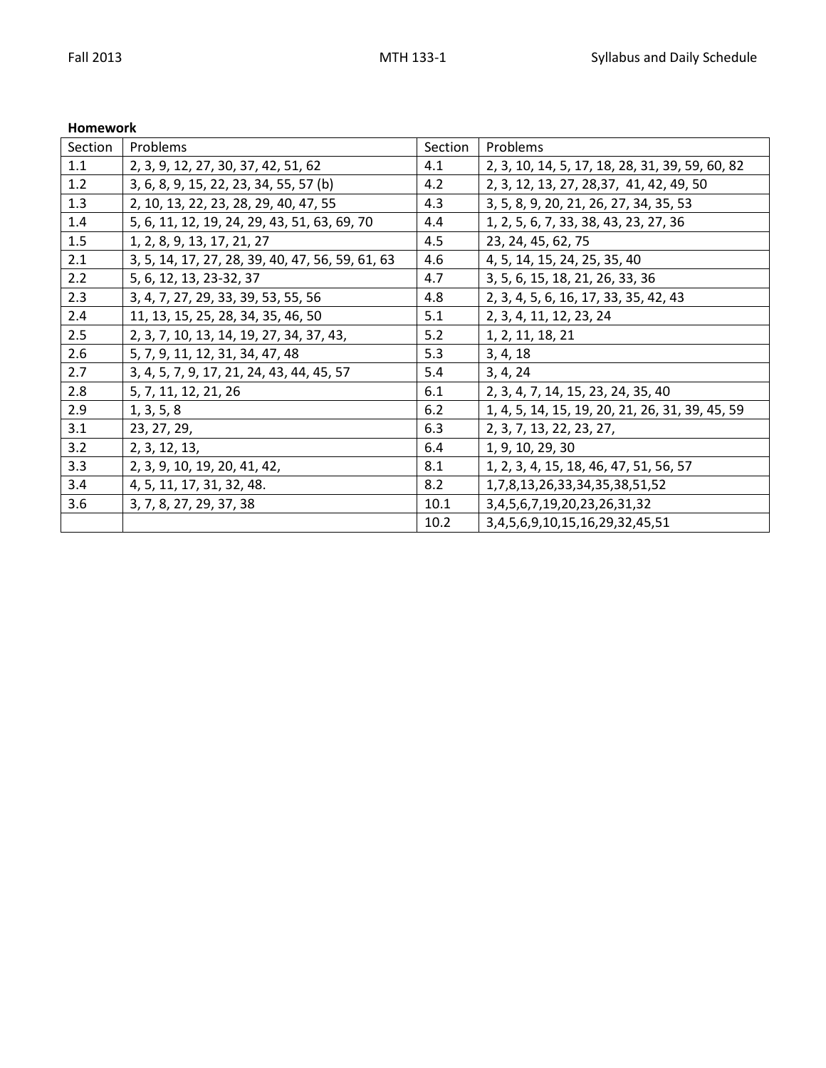**Homework**

| Section | Problems | Section | Problems |
| --- | --- | --- | --- |
| 1.1 | 2, 3, 9, 12, 27, 30, 37, 42, 51, 62 | 4.1 | 2, 3, 10, 14, 5, 17, 18, 28, 31, 39, 59, 60, 82 |
| 1.2 | 3, 6, 8, 9, 15, 22, 23, 34, 55, 57 (b) | 4.2 | 2, 3, 12, 13, 27, 28,37, 41, 42, 49, 50 |
| 1.3 | 2, 10, 13, 22, 23, 28, 29, 40, 47, 55 | 4.3 | 3, 5, 8, 9, 20, 21, 26, 27, 34, 35, 53 |
| 1.4 | 5, 6, 11, 12, 19, 24, 29, 43, 51, 63, 69, 70 | 4.4 | 1, 2, 5, 6, 7, 33, 38, 43, 23, 27, 36 |
| 1.5 | 1, 2, 8, 9, 13, 17, 21, 27 | 4.5 | 23, 24, 45, 62, 75 |
| 2.1 | 3, 5, 14, 17, 27, 28, 39, 40, 47, 56, 59, 61, 63 | 4.6 | 4, 5, 14, 15, 24, 25, 35, 40 |
| 2.2 | 5, 6, 12, 13, 23-32, 37 | 4.7 | 3, 5, 6, 15, 18, 21, 26, 33, 36 |
| 2.3 | 3, 4, 7, 27, 29, 33, 39, 53, 55, 56 | 4.8 | 2, 3, 4, 5, 6, 16, 17, 33, 35, 42, 43 |
| 2.4 | 11, 13, 15, 25, 28, 34, 35, 46, 50 | 5.1 | 2, 3, 4, 11, 12, 23, 24 |
| 2.5 | 2, 3, 7, 10, 13, 14, 19, 27, 34, 37, 43, | 5.2 | 1, 2, 11, 18, 21 |
| 2.6 | 5, 7, 9, 11, 12, 31, 34, 47, 48 | 5.3 | 3, 4, 18 |
| 2.7 | 3, 4, 5, 7, 9, 17, 21, 24, 43, 44, 45, 57 | 5.4 | 3, 4, 24 |
| 2.8 | 5, 7, 11, 12, 21, 26 | 6.1 | 2, 3, 4, 7, 14, 15, 23, 24, 35, 40 |
| 2.9 | 1, 3, 5, 8 | 6.2 | 1, 4, 5, 14, 15, 19, 20, 21, 26, 31, 39, 45, 59 |
| 3.1 | 23, 27, 29, | 6.3 | 2, 3, 7, 13, 22, 23, 27, |
| 3.2 | 2, 3, 12, 13, | 6.4 | 1, 9, 10, 29, 30 |
| 3.3 | 2, 3, 9, 10, 19, 20, 41, 42, | 8.1 | 1, 2, 3, 4, 15, 18, 46, 47, 51, 56, 57 |
| 3.4 | 4, 5, 11, 17, 31, 32, 48. | 8.2 | 1,7,8,13,26,33,34,35,38,51,52 |
| 3.6 | 3, 7, 8, 27, 29, 37, 38 | 10.1 | 3,4,5,6,7,19,20,23,26,31,32 |
| | | 10.2 | 3,4,5,6,9,10,15,16,29,32,45,51 |